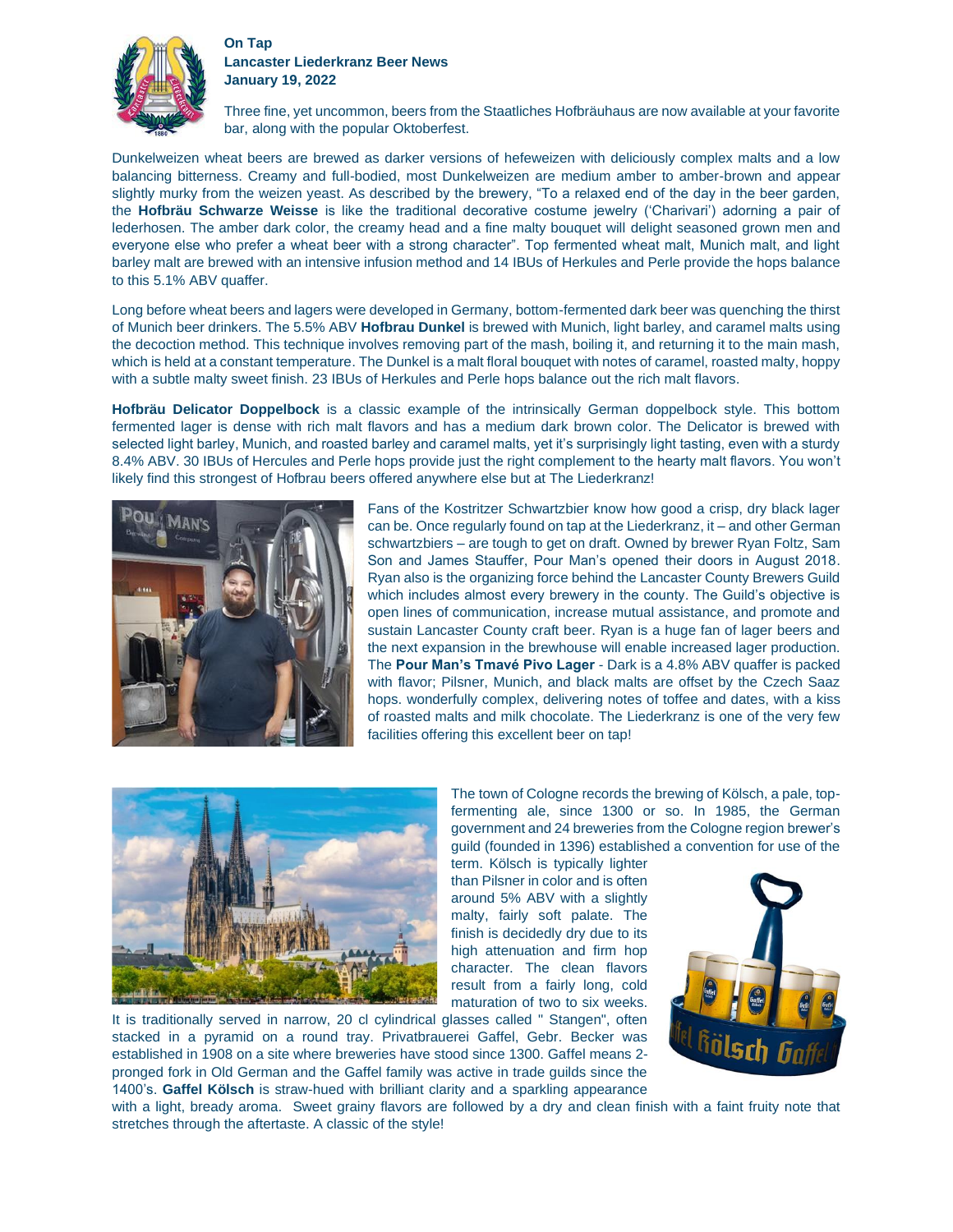**On Tap**
**Lancaster Liederkranz Beer News**
**January 19, 2022**

Three fine, yet uncommon, beers from the Staatliches Hofbräuhaus are now available at your favorite bar, along with the popular Oktoberfest.

Dunkelweizen wheat beers are brewed as darker versions of hefeweizen with deliciously complex malts and a low balancing bitterness. Creamy and full-bodied, most Dunkelweizen are medium amber to amber-brown and appear slightly murky from the weizen yeast. As described by the brewery, "To a relaxed end of the day in the beer garden, the **Hofbräu Schwarze Weisse** is like the traditional decorative costume jewelry ('Charivari') adorning a pair of lederhosen. The amber dark color, the creamy head and a fine malty bouquet will delight seasoned grown men and everyone else who prefer a wheat beer with a strong character". Top fermented wheat malt, Munich malt, and light barley malt are brewed with an intensive infusion method and 14 IBUs of Herkules and Perle provide the hops balance to this 5.1% ABV quaffer.

Long before wheat beers and lagers were developed in Germany, bottom-fermented dark beer was quenching the thirst of Munich beer drinkers. The 5.5% ABV **Hofbrau Dunkel** is brewed with Munich, light barley, and caramel malts using the decoction method. This technique involves removing part of the mash, boiling it, and returning it to the main mash, which is held at a constant temperature. The Dunkel is a malt floral bouquet with notes of caramel, roasted malty, hoppy with a subtle malty sweet finish. 23 IBUs of Herkules and Perle hops balance out the rich malt flavors.

**Hofbräu Delicator Doppelbock** is a classic example of the intrinsically German doppelbock style. This bottom fermented lager is dense with rich malt flavors and has a medium dark brown color. The Delicator is brewed with selected light barley, Munich, and roasted barley and caramel malts, yet it's surprisingly light tasting, even with a sturdy 8.4% ABV. 30 IBUs of Hercules and Perle hops provide just the right complement to the hearty malt flavors. You won't likely find this strongest of Hofbrau beers offered anywhere else but at The Liederkranz!

Fans of the Kostritzer Schwartzbier know how good a crisp, dry black lager can be. Once regularly found on tap at the Liederkranz, it – and other German schwartzbiers – are tough to get on draft. Owned by brewer Ryan Foltz, Sam Son and James Stauffer, Pour Man's opened their doors in August 2018. Ryan also is the organizing force behind the Lancaster County Brewers Guild which includes almost every brewery in the county. The Guild's objective is open lines of communication, increase mutual assistance, and promote and sustain Lancaster County craft beer. Ryan is a huge fan of lager beers and the next expansion in the brewhouse will enable increased lager production. The **Pour Man's Tmavé Pivo Lager** - Dark is a 4.8% ABV quaffer is packed with flavor; Pilsner, Munich, and black malts are offset by the Czech Saaz hops. wonderfully complex, delivering notes of toffee and dates, with a kiss of roasted malts and milk chocolate. The Liederkranz is one of the very few facilities offering this excellent beer on tap!

The town of Cologne records the brewing of Kölsch, a pale, top-fermenting ale, since 1300 or so. In 1985, the German government and 24 breweries from the Cologne region brewer's guild (founded in 1396) established a convention for use of the term. Kölsch is typically lighter than Pilsner in color and is often around 5% ABV with a slightly malty, fairly soft palate. The finish is decidedly dry due to its high attenuation and firm hop character. The clean flavors result from a fairly long, cold maturation of two to six weeks. It is traditionally served in narrow, 20 cl cylindrical glasses called " Stangen", often stacked in a pyramid on a round tray. Privatbrauerei Gaffel, Gebr. Becker was established in 1908 on a site where breweries have stood since 1300. Gaffel means 2-pronged fork in Old German and the Gaffel family was active in trade guilds since the 1400's. **Gaffel Kölsch** is straw-hued with brilliant clarity and a sparkling appearance with a light, bready aroma. Sweet grainy flavors are followed by a dry and clean finish with a faint fruity note that stretches through the aftertaste. A classic of the style!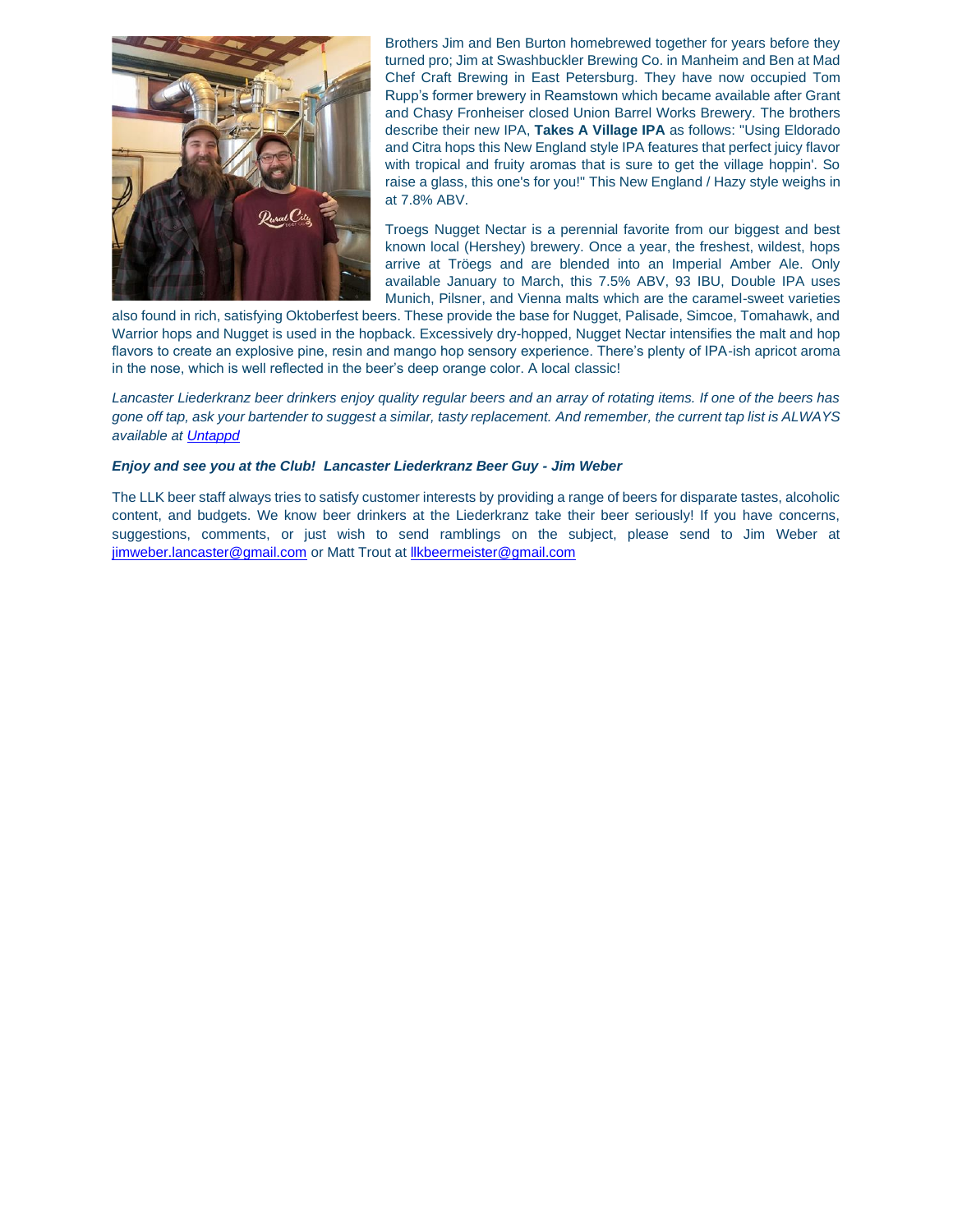Brothers Jim and Ben Burton homebrewed together for years before they turned pro; Jim at Swashbuckler Brewing Co. in Manheim and Ben at Mad Chef Craft Brewing in East Petersburg. They have now occupied Tom Rupp's former brewery in Reamstown which became available after Grant and Chasy Fronheiser closed Union Barrel Works Brewery. The brothers describe their new IPA, **Takes A Village IPA** as follows: "Using Eldorado and Citra hops this New England style IPA features that perfect juicy flavor with tropical and fruity aromas that is sure to get the village hoppin'. So raise a glass, this one's for you!" This New England / Hazy style weighs in at 7.8% ABV.

Troegs Nugget Nectar is a perennial favorite from our biggest and best known local (Hershey) brewery. Once a year, the freshest, wildest, hops arrive at Tröegs and are blended into an Imperial Amber Ale. Only available January to March, this 7.5% ABV, 93 IBU, Double IPA uses Munich, Pilsner, and Vienna malts which are the caramel-sweet varieties also found in rich, satisfying Oktoberfest beers. These provide the base for Nugget, Palisade, Simcoe, Tomahawk, and Warrior hops and Nugget is used in the hopback. Excessively dry-hopped, Nugget Nectar intensifies the malt and hop flavors to create an explosive pine, resin and mango hop sensory experience. There's plenty of IPA-ish apricot aroma in the nose, which is well reflected in the beer's deep orange color. A local classic!

*Lancaster Liederkranz beer drinkers enjoy quality regular beers and an array of rotating items. If one of the beers has gone off tap, ask your bartender to suggest a similar, tasty replacement. And remember, the current tap list is ALWAYS available at Untappd*

***Enjoy and see you at the Club! Lancaster Liederkranz Beer Guy - Jim Weber***

The LLK beer staff always tries to satisfy customer interests by providing a range of beers for disparate tastes, alcoholic content, and budgets. We know beer drinkers at the Liederkranz take their beer seriously! If you have concerns, suggestions, comments, or just wish to send ramblings on the subject, please send to Jim Weber at jimweber.lancaster@gmail.com or Matt Trout at llkbeermeister@gmail.com